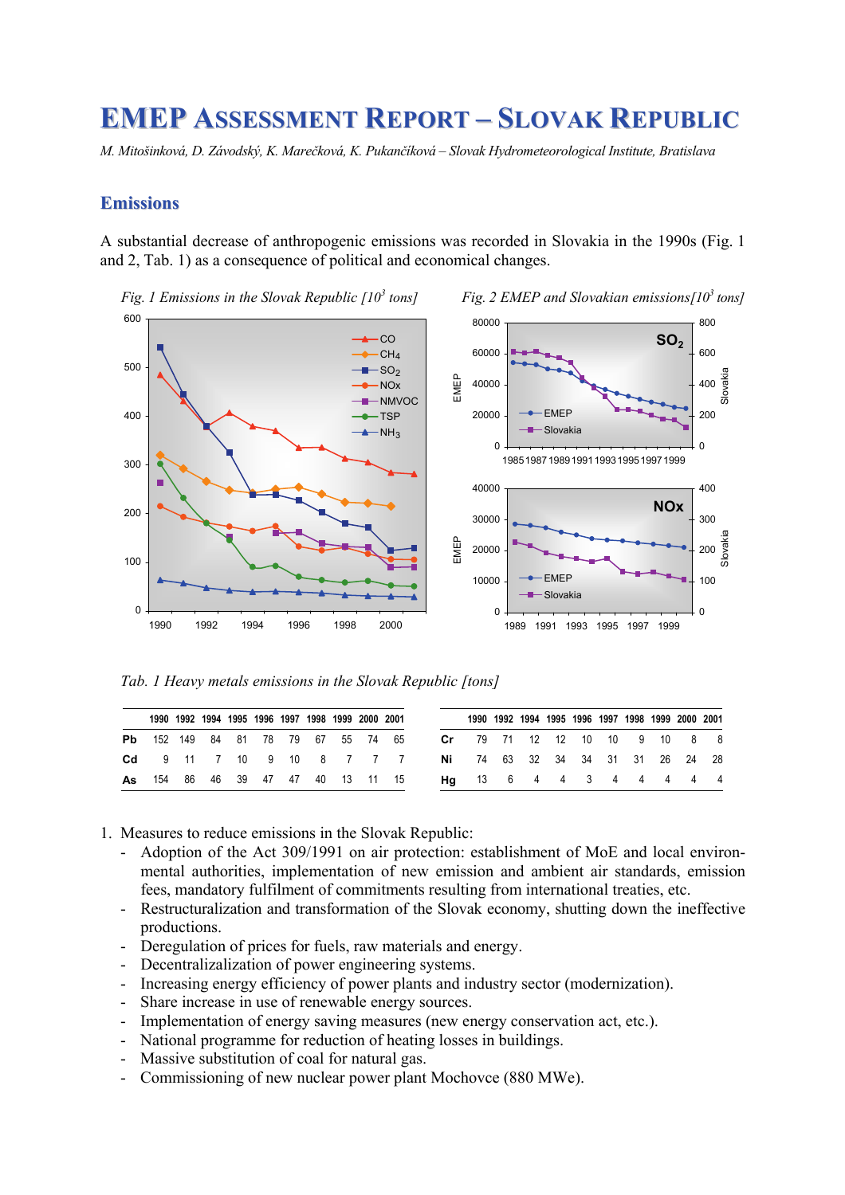# EMEP Assessment Report – Slovak Republic

*M. Mitošinková, D. Závodský, K. Marečková, K. Pukančíková – Slovak Hydrometeorological Institute, Bratislava*

## Emissions

A substantial decrease of anthropogenic emissions was recorded in Slovakia in the 1990s (Fig. 1 and 2, Tab. 1) as a consequence of political and economical changes.

*Fig. 1 Emissions in the Slovak Republic [$10^3$ tons]*

*Fig. 2 EMEP and Slovakian emissions[$10^3$ tons]*

*Tab. 1 Heavy metals emissions in the Slovak Republic [tons]*

| | 1990 | 1992 | 1994 | 1995 | 1996 | 1997 | 1998 | 1999 | 2000 | 2001 |
|---|---|---|---|---|---|---|---|---|---|---|
| **Pb** | 152 | 149 | 84 | 81 | 78 | 79 | 67 | 55 | 74 | 65 |
| **Cd** | 9 | 11 | 7 | 10 | 9 | 10 | 8 | 7 | 7 | 7 |
| **As** | 154 | 86 | 46 | 39 | 47 | 47 | 40 | 13 | 11 | 15 |

| | 1990 | 1992 | 1994 | 1995 | 1996 | 1997 | 1998 | 1999 | 2000 | 2001 |
|---|---|---|---|---|---|---|---|---|---|---|
| **Cr** | 79 | 71 | 12 | 12 | 10 | 10 | 9 | 10 | 8 | 8 |
| **Ni** | 74 | 63 | 32 | 34 | 34 | 31 | 31 | 26 | 24 | 28 |
| **Hg** | 13 | 6 | 4 | 4 | 3 | 4 | 4 | 4 | 4 | 4 |

1. Measures to reduce emissions in the Slovak Republic:
   - Adoption of the Act 309/1991 on air protection: establishment of MoE and local environmental authorities, implementation of new emission and ambient air standards, emission fees, mandatory fulfilment of commitments resulting from international treaties, etc.
   - Restructuralization and transformation of the Slovak economy, shutting down the ineffective productions.
   - Deregulation of prices for fuels, raw materials and energy.
   - Decentralizalization of power engineering systems.
   - Increasing energy efficiency of power plants and industry sector (modernization).
   - Share increase in use of renewable energy sources.
   - Implementation of energy saving measures (new energy conservation act, etc.).
   - National programme for reduction of heating losses in buildings.
   - Massive substitution of coal for natural gas.
   - Commissioning of new nuclear power plant Mochovce (880 MWe).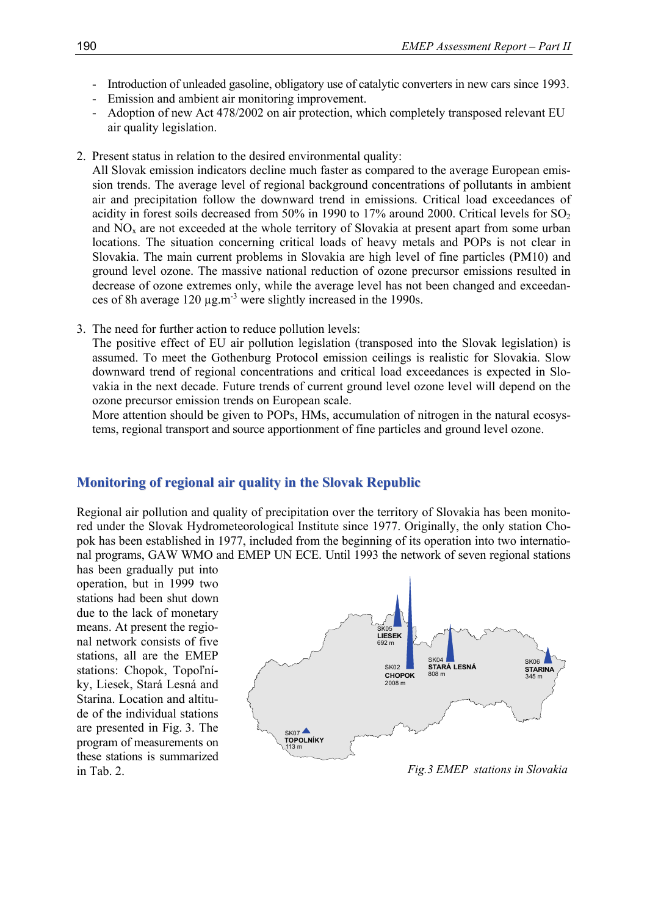- Introduction of unleaded gasoline, obligatory use of catalytic converters in new cars since 1993.
- Emission and ambient air monitoring improvement.
- Adoption of new Act 478/2002 on air protection, which completely transposed relevant EU air quality legislation.

2. Present status in relation to the desired environmental quality:
   All Slovak emission indicators decline much faster as compared to the average European emission trends. The average level of regional background concentrations of pollutants in ambient air and precipitation follow the downward trend in emissions. Critical load exceedances of acidity in forest soils decreased from 50% in 1990 to 17% around 2000. Critical levels for $SO_2$ and $NO_x$ are not exceeded at the whole territory of Slovakia at present apart from some urban locations. The situation concerning critical loads of heavy metals and POPs is not clear in Slovakia. The main current problems in Slovakia are high level of fine particles (PM10) and ground level ozone. The massive national reduction of ozone precursor emissions resulted in decrease of ozone extremes only, while the average level has not been changed and exceedances of 8h average 120 $\mu g.m^{-3}$ were slightly increased in the 1990s.

3. The need for further action to reduce pollution levels:
   The positive effect of EU air pollution legislation (transposed into the Slovak legislation) is assumed. To meet the Gothenburg Protocol emission ceilings is realistic for Slovakia. Slow downward trend of regional concentrations and critical load exceedances is expected in Slovakia in the next decade. Future trends of current ground level ozone level will depend on the ozone precursor emission trends on European scale.
   More attention should be given to POPs, HMs, accumulation of nitrogen in the natural ecosystems, regional transport and source apportionment of fine particles and ground level ozone.

## Monitoring of regional air quality in the Slovak Republic

Regional air pollution and quality of precipitation over the territory of Slovakia has been monitored under the Slovak Hydrometeorological Institute since 1977. Originally, the only station Chopok has been established in 1977, included from the beginning of its operation into two international programs, GAW WMO and EMEP UN ECE. Until 1993 the network of seven regional stations has been gradually put into operation, but in 1999 two stations had been shut down due to the lack of monetary means. At present the regional network consists of five stations, all are the EMEP stations: Chopok, Topoľníky, Liesek, Stará Lesná and Starina. Location and altitude of the individual stations are presented in Fig. 3. The program of measurements on these stations is summarized in Tab. 2.

SK05 LIESEK 692 m; SK02 CHOPOK 2008 m; SK04 STARÁ LESNÁ 808 m; SK06 STARINA 345 m; SK07 TOPOLNÍKY 113 m

*Fig.3 EMEP stations in Slovakia*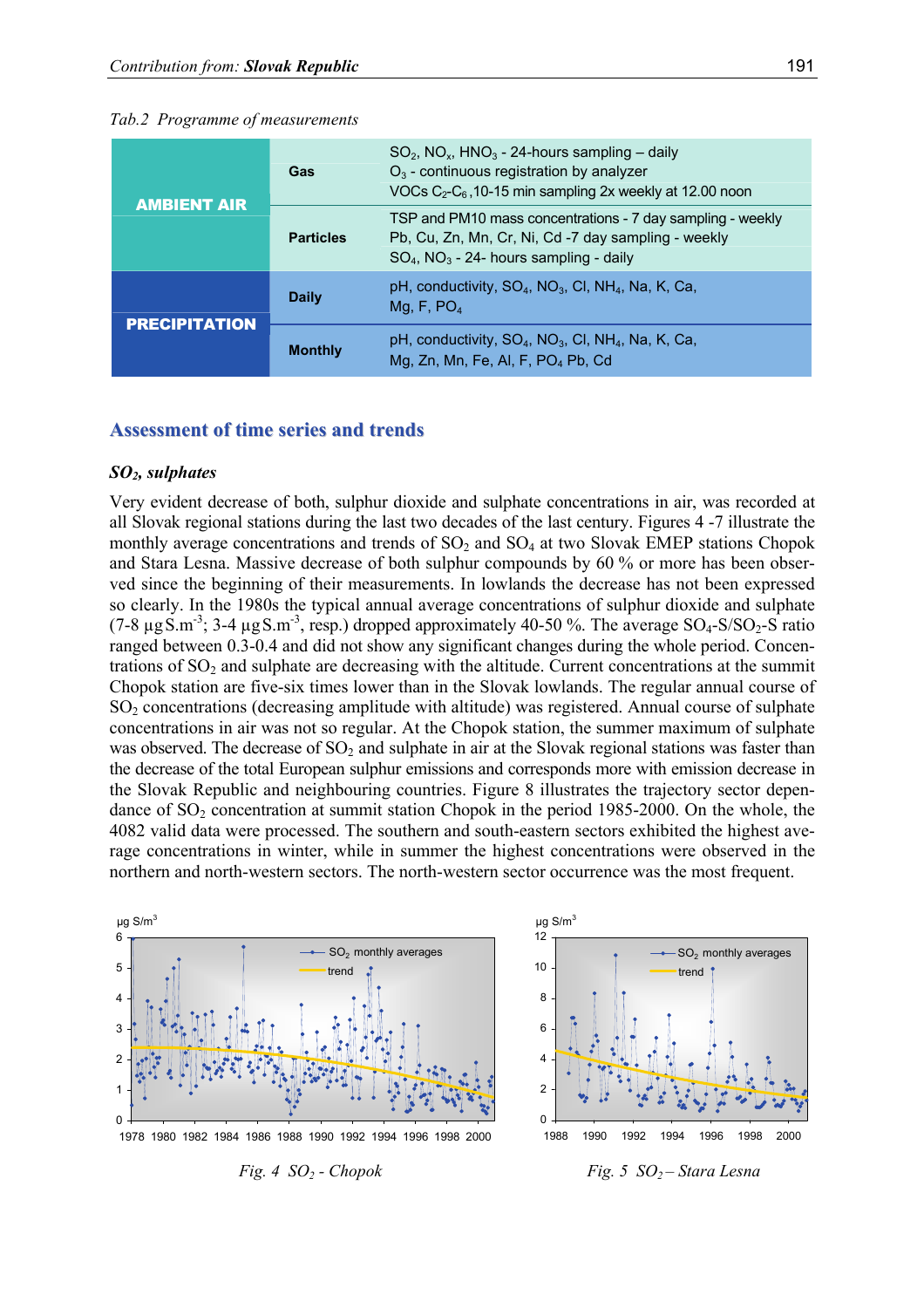*Tab.2 Programme of measurements*

| | | |
|---|---|---|
| **AMBIENT AIR** | **Gas** | $SO_2$, $NO_x$, $HNO_3$ - 24-hours sampling – daily<br>$O_3$ - continuous registration by analyzer<br>VOCs $C_2$-$C_6$ ,10-15 min sampling 2x weekly at 12.00 noon |
| | **Particles** | TSP and PM10 mass concentrations - 7 day sampling - weekly<br>Pb, Cu, Zn, Mn, Cr, Ni, Cd -7 day sampling - weekly<br>$SO_4$, $NO_3$ - 24- hours sampling - daily |
| **PRECIPITATION** | **Daily** | pH, conductivity, $SO_4$, $NO_3$, Cl, $NH_4$, Na, K, Ca,<br>Mg, F, $PO_4$ |
| | **Monthly** | pH, conductivity, $SO_4$, $NO_3$, Cl, $NH_4$, Na, K, Ca,<br>Mg, Zn, Mn, Fe, Al, F, $PO_4$ Pb, Cd |

## Assessment of time series and trends

### *$SO_2$, sulphates*

Very evident decrease of both, sulphur dioxide and sulphate concentrations in air, was recorded at all Slovak regional stations during the last two decades of the last century. Figures 4 -7 illustrate the monthly average concentrations and trends of $SO_2$ and $SO_4$ at two Slovak EMEP stations Chopok and Stara Lesna. Massive decrease of both sulphur compounds by 60 % or more has been observed since the beginning of their measurements. In lowlands the decrease has not been expressed so clearly. In the 1980s the typical annual average concentrations of sulphur dioxide and sulphate (7-8 µg S.m$^{-3}$; 3-4 µg S.m$^{-3}$, resp.) dropped approximately 40-50 %. The average $SO_4$-S/$SO_2$-S ratio ranged between 0.3-0.4 and did not show any significant changes during the whole period. Concentrations of $SO_2$ and sulphate are decreasing with the altitude. Current concentrations at the summit Chopok station are five-six times lower than in the Slovak lowlands. The regular annual course of $SO_2$ concentrations (decreasing amplitude with altitude) was registered. Annual course of sulphate concentrations in air was not so regular. At the Chopok station, the summer maximum of sulphate was observed. The decrease of $SO_2$ and sulphate in air at the Slovak regional stations was faster than the decrease of the total European sulphur emissions and corresponds more with emission decrease in the Slovak Republic and neighbouring countries. Figure 8 illustrates the trajectory sector dependance of $SO_2$ concentration at summit station Chopok in the period 1985-2000. On the whole, the 4082 valid data were processed. The southern and south-eastern sectors exhibited the highest average concentrations in winter, while in summer the highest concentrations were observed in the northern and north-western sectors. The north-western sector occurrence was the most frequent.

*Fig. 4 $SO_2$ - Chopok*

*Fig. 5 $SO_2$ – Stara Lesna*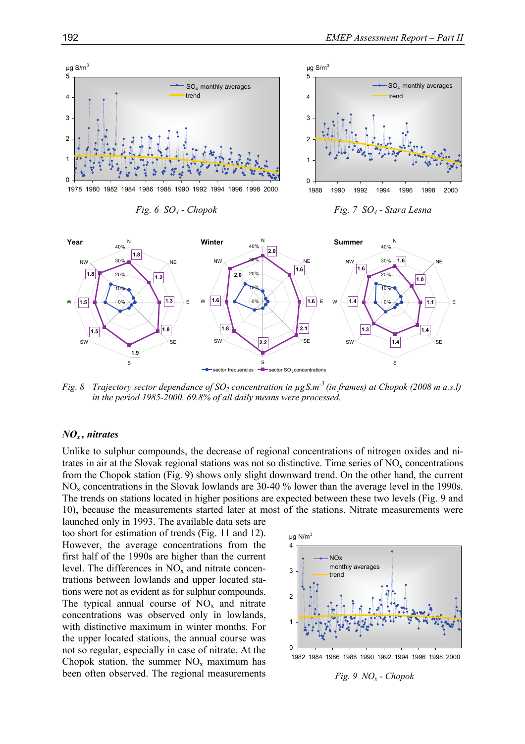Fig. 6 $SO_4$ - Chopok

Fig. 7 $SO_4$ - Stara Lesna

Fig. 8 Trajectory sector dependance of $SO_2$ concentration in $\mu g S.m^{-3}$ (in frames) at Chopok (2008 m a.s.l) in the period 1985-2000. 69.8% of all daily means were processed.

### *$NO_x$, nitrates*

Unlike to sulphur compounds, the decrease of regional concentrations of nitrogen oxides and nitrates in air at the Slovak regional stations was not so distinctive. Time series of $NO_x$ concentrations from the Chopok station (Fig. 9) shows only slight downward trend. On the other hand, the current $NO_x$ concentrations in the Slovak lowlands are 30-40 % lower than the average level in the 1990s. The trends on stations located in higher positions are expected between these two levels (Fig. 9 and 10), because the measurements started later at most of the stations. Nitrate measurements were launched only in 1993. The available data sets are too short for estimation of trends (Fig. 11 and 12). However, the average concentrations from the first half of the 1990s are higher than the current level. The differences in $NO_x$ and nitrate concentrations between lowlands and upper located stations were not as evident as for sulphur compounds. The typical annual course of $NO_x$ and nitrate concentrations was observed only in lowlands, with distinctive maximum in winter months. For the upper located stations, the annual course was not so regular, especially in case of nitrate. At the Chopok station, the summer $NO_x$ maximum has been often observed. The regional measurements

Fig. 9 $NO_x$ - Chopok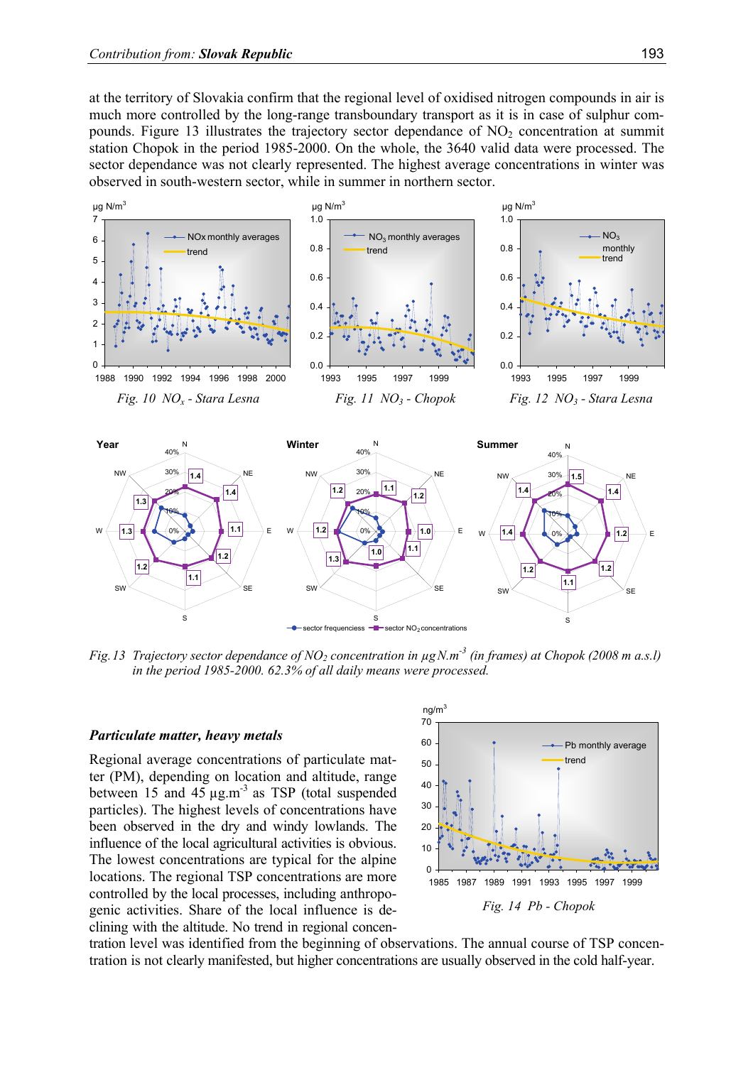at the territory of Slovakia confirm that the regional level of oxidised nitrogen compounds in air is much more controlled by the long-range transboundary transport as it is in case of sulphur compounds. Figure 13 illustrates the trajectory sector dependance of $NO_2$ concentration at summit station Chopok in the period 1985-2000. On the whole, the 3640 valid data were processed. The sector dependance was not clearly represented. The highest average concentrations in winter was observed in south-western sector, while in summer in northern sector.

*Fig. 10 $NO_x$ - Stara Lesna*

*Fig. 11 $NO_3$ - Chopok*

*Fig. 12 $NO_3$ - Stara Lesna*

*Fig.13 Trajectory sector dependance of $NO_2$ concentration in $\mu g N.m^{-3}$ (in frames) at Chopok (2008 m a.s.l) in the period 1985-2000. 62.3% of all daily means were processed.*

### *Particulate matter, heavy metals*

Regional average concentrations of particulate matter (PM), depending on location and altitude, range between 15 and 45 $\mu g.m^{-3}$ as TSP (total suspended particles). The highest levels of concentrations have been observed in the dry and windy lowlands. The influence of the local agricultural activities is obvious. The lowest concentrations are typical for the alpine locations. The regional TSP concentrations are more controlled by the local processes, including anthropogenic activities. Share of the local influence is declining with the altitude. No trend in regional concentration level was identified from the beginning of observations. The annual course of TSP concentration is not clearly manifested, but higher concentrations are usually observed in the cold half-year.

*Fig. 14 Pb - Chopok*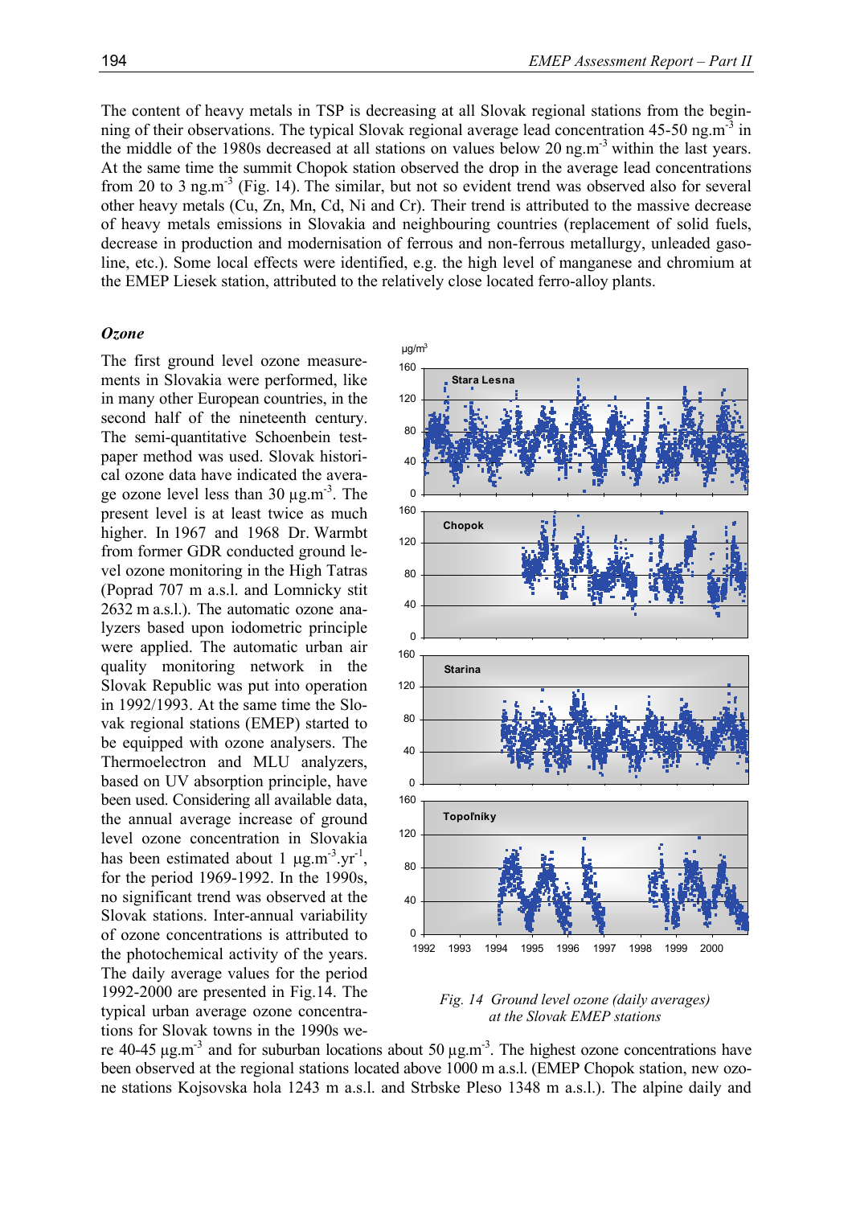The content of heavy metals in TSP is decreasing at all Slovak regional stations from the beginning of their observations. The typical Slovak regional average lead concentration 45-50 ng.m$^{-3}$ in the middle of the 1980s decreased at all stations on values below 20 ng.m$^{-3}$ within the last years. At the same time the summit Chopok station observed the drop in the average lead concentrations from 20 to 3 ng.m$^{-3}$ (Fig. 14). The similar, but not so evident trend was observed also for several other heavy metals (Cu, Zn, Mn, Cd, Ni and Cr). Their trend is attributed to the massive decrease of heavy metals emissions in Slovakia and neighbouring countries (replacement of solid fuels, decrease in production and modernisation of ferrous and non-ferrous metallurgy, unleaded gasoline, etc.). Some local effects were identified, e.g. the high level of manganese and chromium at the EMEP Liesek station, attributed to the relatively close located ferro-alloy plants.

### *Ozone*

The first ground level ozone measurements in Slovakia were performed, like in many other European countries, in the second half of the nineteenth century. The semi-quantitative Schoenbein test-paper method was used. Slovak historical ozone data have indicated the average ozone level less than 30 µg.m$^{-3}$. The present level is at least twice as much higher. In 1967 and 1968 Dr. Warmbt from former GDR conducted ground level ozone monitoring in the High Tatras (Poprad 707 m a.s.l. and Lomnicky stit 2632 m a.s.l.). The automatic ozone analyzers based upon iodometric principle were applied. The automatic urban air quality monitoring network in the Slovak Republic was put into operation in 1992/1993. At the same time the Slovak regional stations (EMEP) started to be equipped with ozone analysers. The Thermoelectron and MLU analyzers, based on UV absorption principle, have been used. Considering all available data, the annual average increase of ground level ozone concentration in Slovakia has been estimated about 1 µg.m$^{-3}$.yr$^{-1}$, for the period 1969-1992. In the 1990s, no significant trend was observed at the Slovak stations. Inter-annual variability of ozone concentrations is attributed to the photochemical activity of the years. The daily average values for the period 1992-2000 are presented in Fig.14. The typical urban average ozone concentrations for Slovak towns in the 1990s were 40-45 µg.m$^{-3}$ and for suburban locations about 50 µg.m$^{-3}$. The highest ozone concentrations have been observed at the regional stations located above 1000 m a.s.l. (EMEP Chopok station, new ozone stations Kojsovska hola 1243 m a.s.l. and Strbske Pleso 1348 m a.s.l.). The alpine daily and

*Fig. 14 Ground level ozone (daily averages) at the Slovak EMEP stations*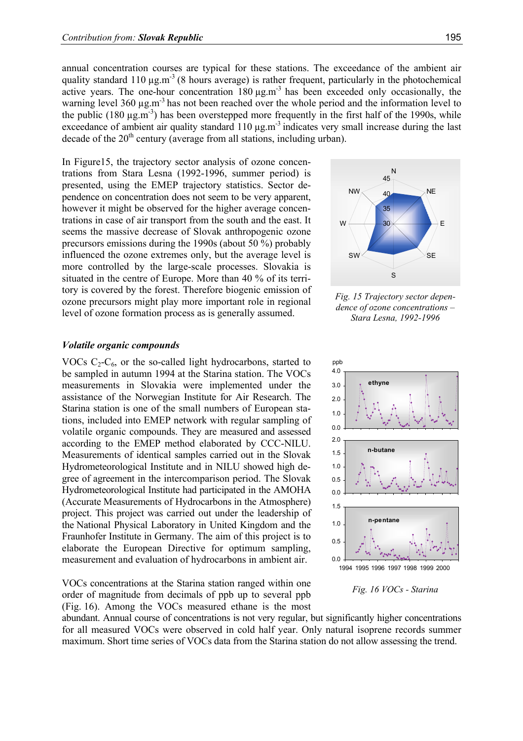annual concentration courses are typical for these stations. The exceedance of the ambient air quality standard 110 μg.m$^{-3}$ (8 hours average) is rather frequent, particularly in the photochemical active years. The one-hour concentration 180 μg.m$^{-3}$ has been exceeded only occasionally, the warning level 360 μg.m$^{-3}$ has not been reached over the whole period and the information level to the public (180 μg.m$^{-3}$) has been overstepped more frequently in the first half of the 1990s, while exceedance of ambient air quality standard 110 μg.m$^{-3}$ indicates very small increase during the last decade of the 20$^{th}$ century (average from all stations, including urban).

In Figure15, the trajectory sector analysis of ozone concentrations from Stara Lesna (1992-1996, summer period) is presented, using the EMEP trajectory statistics. Sector dependence on concentration does not seem to be very apparent, however it might be observed for the higher average concentrations in case of air transport from the south and the east. It seems the massive decrease of Slovak anthropogenic ozone precursors emissions during the 1990s (about 50 %) probably influenced the ozone extremes only, but the average level is more controlled by the large-scale processes. Slovakia is situated in the centre of Europe. More than 40 % of its territory is covered by the forest. Therefore biogenic emission of ozone precursors might play more important role in regional level of ozone formation process as is generally assumed.

*Fig. 15 Trajectory sector dependence of ozone concentrations – Stara Lesna, 1992-1996*

### *Volatile organic compounds*

VOCs $C_2$-$C_6$, or the so-called light hydrocarbons, started to be sampled in autumn 1994 at the Starina station. The VOCs measurements in Slovakia were implemented under the assistance of the Norwegian Institute for Air Research. The Starina station is one of the small numbers of European stations, included into EMEP network with regular sampling of volatile organic compounds. They are measured and assessed according to the EMEP method elaborated by CCC-NILU. Measurements of identical samples carried out in the Slovak Hydrometeorological Institute and in NILU showed high degree of agreement in the intercomparison period. The Slovak Hydrometeorological Institute had participated in the AMOHA (Accurate Measurements of Hydrocarbons in the Atmosphere) project. This project was carried out under the leadership of the National Physical Laboratory in United Kingdom and the Fraunhofer Institute in Germany. The aim of this project is to elaborate the European Directive for optimum sampling, measurement and evaluation of hydrocarbons in ambient air.

*Fig. 16 VOCs - Starina*

VOCs concentrations at the Starina station ranged within one order of magnitude from decimals of ppb up to several ppb (Fig. 16). Among the VOCs measured ethane is the most abundant. Annual course of concentrations is not very regular, but significantly higher concentrations for all measured VOCs were observed in cold half year. Only natural isoprene records summer maximum. Short time series of VOCs data from the Starina station do not allow assessing the trend.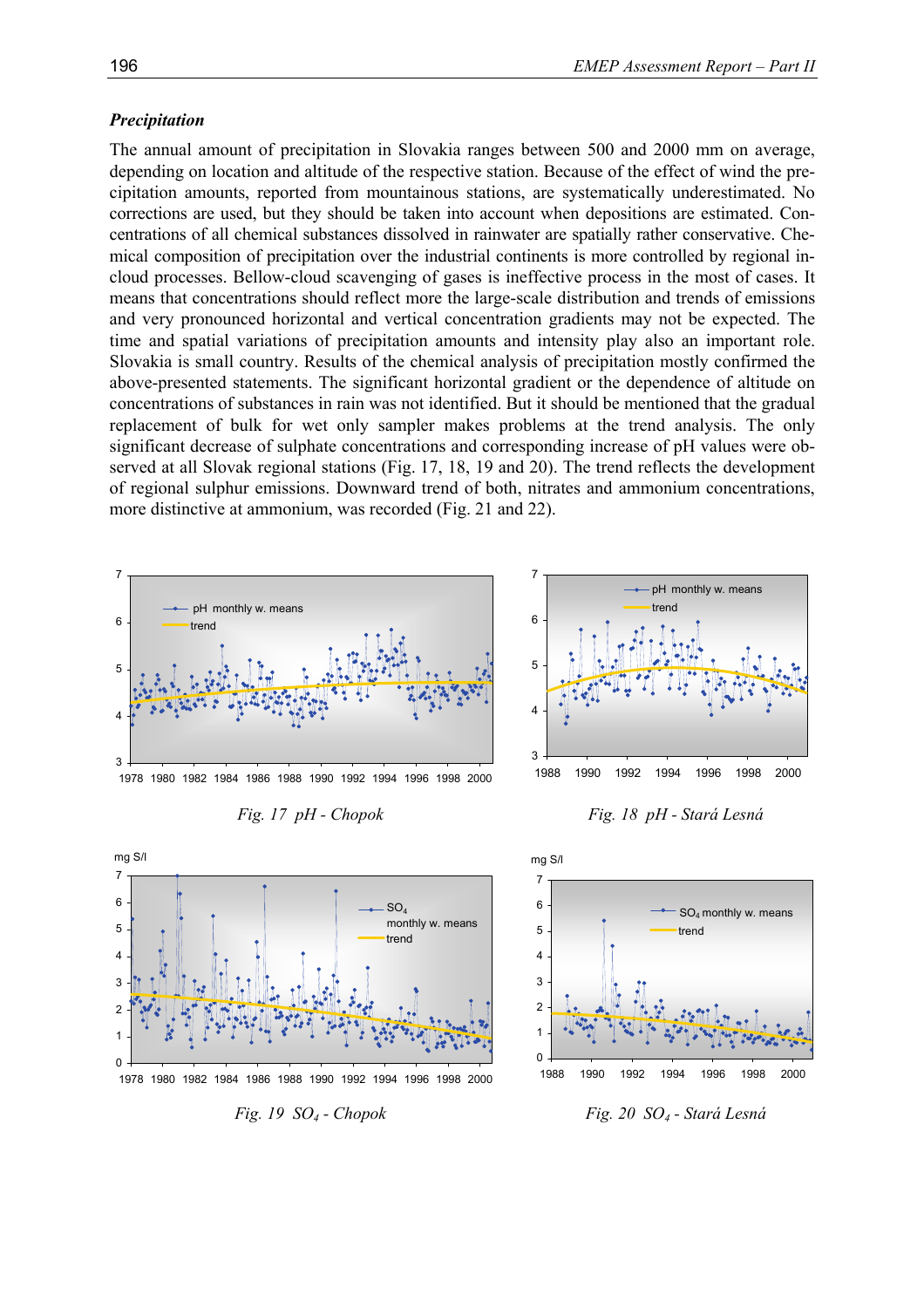### *Precipitation*

The annual amount of precipitation in Slovakia ranges between 500 and 2000 mm on average, depending on location and altitude of the respective station. Because of the effect of wind the precipitation amounts, reported from mountainous stations, are systematically underestimated. No corrections are used, but they should be taken into account when depositions are estimated. Concentrations of all chemical substances dissolved in rainwater are spatially rather conservative. Chemical composition of precipitation over the industrial continents is more controlled by regional in-cloud processes. Bellow-cloud scavenging of gases is ineffective process in the most of cases. It means that concentrations should reflect more the large-scale distribution and trends of emissions and very pronounced horizontal and vertical concentration gradients may not be expected. The time and spatial variations of precipitation amounts and intensity play also an important role. Slovakia is small country. Results of the chemical analysis of precipitation mostly confirmed the above-presented statements. The significant horizontal gradient or the dependence of altitude on concentrations of substances in rain was not identified. But it should be mentioned that the gradual replacement of bulk for wet only sampler makes problems at the trend analysis. The only significant decrease of sulphate concentrations and corresponding increase of pH values were observed at all Slovak regional stations (Fig. 17, 18, 19 and 20). The trend reflects the development of regional sulphur emissions. Downward trend of both, nitrates and ammonium concentrations, more distinctive at ammonium, was recorded (Fig. 21 and 22).

*Fig. 17 pH - Chopok*

*Fig. 18 pH - Stará Lesná*

*Fig. 19 $SO_4$ - Chopok*

*Fig. 20 $SO_4$ - Stará Lesná*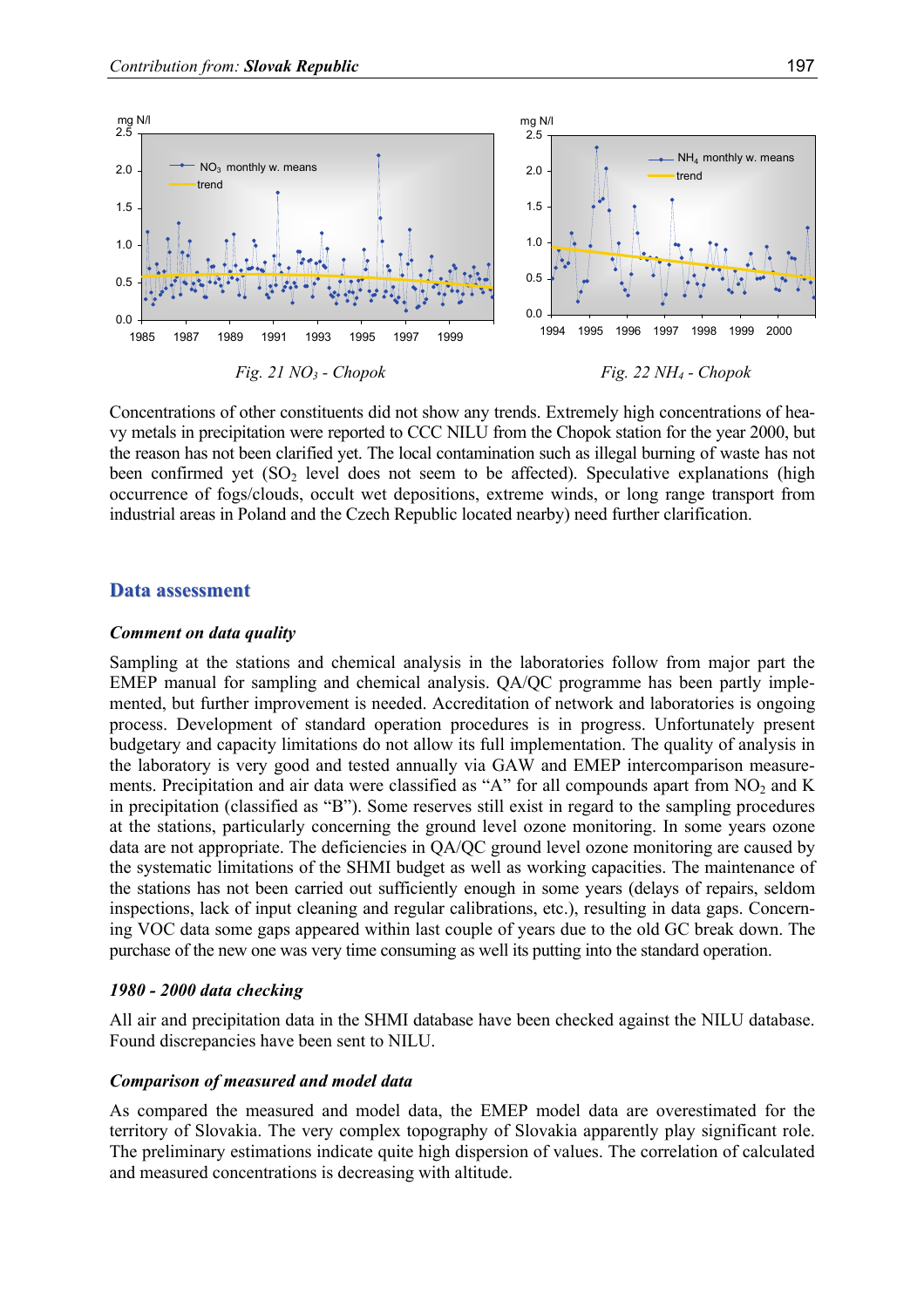mg N/l
2.5
2.0
1.5
1.0
0.5
0.0
1985 1987 1989 1991 1993 1995 1997 1999

$NO_3$ monthly w. means
trend

*Fig. 21 $NO_3$ - Chopok*

mg N/l
2.5
2.0
1.5
1.0
0.5
0.0
1994 1995 1996 1997 1998 1999 2000

$NH_4$ monthly w. means
trend

*Fig. 22 $NH_4$ - Chopok*

Concentrations of other constituents did not show any trends. Extremely high concentrations of heavy metals in precipitation were reported to CCC NILU from the Chopok station for the year 2000, but the reason has not been clarified yet. The local contamination such as illegal burning of waste has not been confirmed yet ($SO_2$ level does not seem to be affected). Speculative explanations (high occurrence of fogs/clouds, occult wet depositions, extreme winds, or long range transport from industrial areas in Poland and the Czech Republic located nearby) need further clarification.

## Data assessment

### *Comment on data quality*

Sampling at the stations and chemical analysis in the laboratories follow from major part the EMEP manual for sampling and chemical analysis. QA/QC programme has been partly implemented, but further improvement is needed. Accreditation of network and laboratories is ongoing process. Development of standard operation procedures is in progress. Unfortunately present budgetary and capacity limitations do not allow its full implementation. The quality of analysis in the laboratory is very good and tested annually via GAW and EMEP intercomparison measurements. Precipitation and air data were classified as "A" for all compounds apart from $NO_2$ and K in precipitation (classified as "B"). Some reserves still exist in regard to the sampling procedures at the stations, particularly concerning the ground level ozone monitoring. In some years ozone data are not appropriate. The deficiencies in QA/QC ground level ozone monitoring are caused by the systematic limitations of the SHMI budget as well as working capacities. The maintenance of the stations has not been carried out sufficiently enough in some years (delays of repairs, seldom inspections, lack of input cleaning and regular calibrations, etc.), resulting in data gaps. Concerning VOC data some gaps appeared within last couple of years due to the old GC break down. The purchase of the new one was very time consuming as well its putting into the standard operation.

### *1980 - 2000 data checking*

All air and precipitation data in the SHMI database have been checked against the NILU database. Found discrepancies have been sent to NILU.

### *Comparison of measured and model data*

As compared the measured and model data, the EMEP model data are overestimated for the territory of Slovakia. The very complex topography of Slovakia apparently play significant role. The preliminary estimations indicate quite high dispersion of values. The correlation of calculated and measured concentrations is decreasing with altitude.